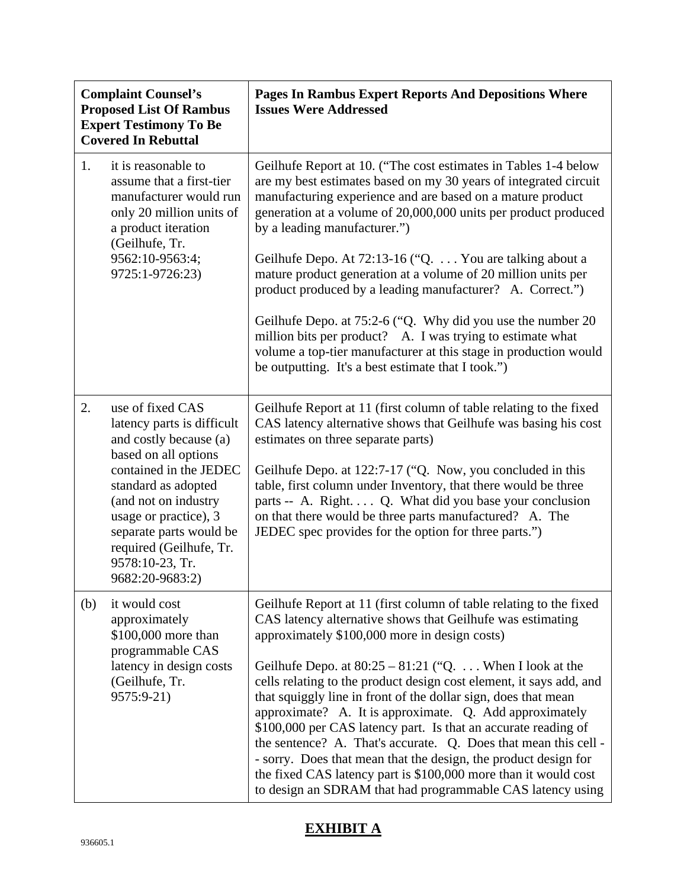| Complaint Counsel's Proposed List Of Rambus Expert Testimony To Be Covered In Rebuttal | Pages In Rambus Expert Reports And Depositions Where Issues Were Addressed |
|---|---|
| 1. it is reasonable to assume that a first-tier manufacturer would run only 20 million units of a product iteration (Geilhufe, Tr. 9562:10-9563:4; 9725:1-9726:23) | Geilhufe Report at 10. ("The cost estimates in Tables 1-4 below are my best estimates based on my 30 years of integrated circuit manufacturing experience and are based on a mature product generation at a volume of 20,000,000 units per product produced by a leading manufacturer.")<br><br>Geilhufe Depo. At 72:13-16 ("Q. . . . You are talking about a mature product generation at a volume of 20 million units per product produced by a leading manufacturer? A. Correct.")<br><br>Geilhufe Depo. at 75:2-6 ("Q. Why did you use the number 20 million bits per product? A. I was trying to estimate what volume a top-tier manufacturer at this stage in production would be outputting. It's a best estimate that I took.") |
| 2. use of fixed CAS latency parts is difficult and costly because (a) based on all options contained in the JEDEC standard as adopted (and not on industry usage or practice), 3 separate parts would be required (Geilhufe, Tr. 9578:10-23, Tr. 9682:20-9683:2) | Geilhufe Report at 11 (first column of table relating to the fixed CAS latency alternative shows that Geilhufe was basing his cost estimates on three separate parts)<br><br>Geilhufe Depo. at 122:7-17 ("Q. Now, you concluded in this table, first column under Inventory, that there would be three parts -- A. Right. . . . Q. What did you base your conclusion on that there would be three parts manufactured? A. The JEDEC spec provides for the option for three parts.") |
| (b) it would cost approximately $100,000 more than programmable CAS latency in design costs (Geilhufe, Tr. 9575:9-21) | Geilhufe Report at 11 (first column of table relating to the fixed CAS latency alternative shows that Geilhufe was estimating approximately $100,000 more in design costs)<br><br>Geilhufe Depo. at 80:25 – 81:21 ("Q. . . . When I look at the cells relating to the product design cost element, it says add, and that squiggly line in front of the dollar sign, does that mean approximate? A. It is approximate. Q. Add approximately $100,000 per CAS latency part. Is that an accurate reading of the sentence? A. That's accurate. Q. Does that mean this cell -- sorry. Does that mean that the design, the product design for the fixed CAS latency part is $100,000 more than it would cost to design an SDRAM that had programmable CAS latency using |

**EXHIBIT A**

936605.1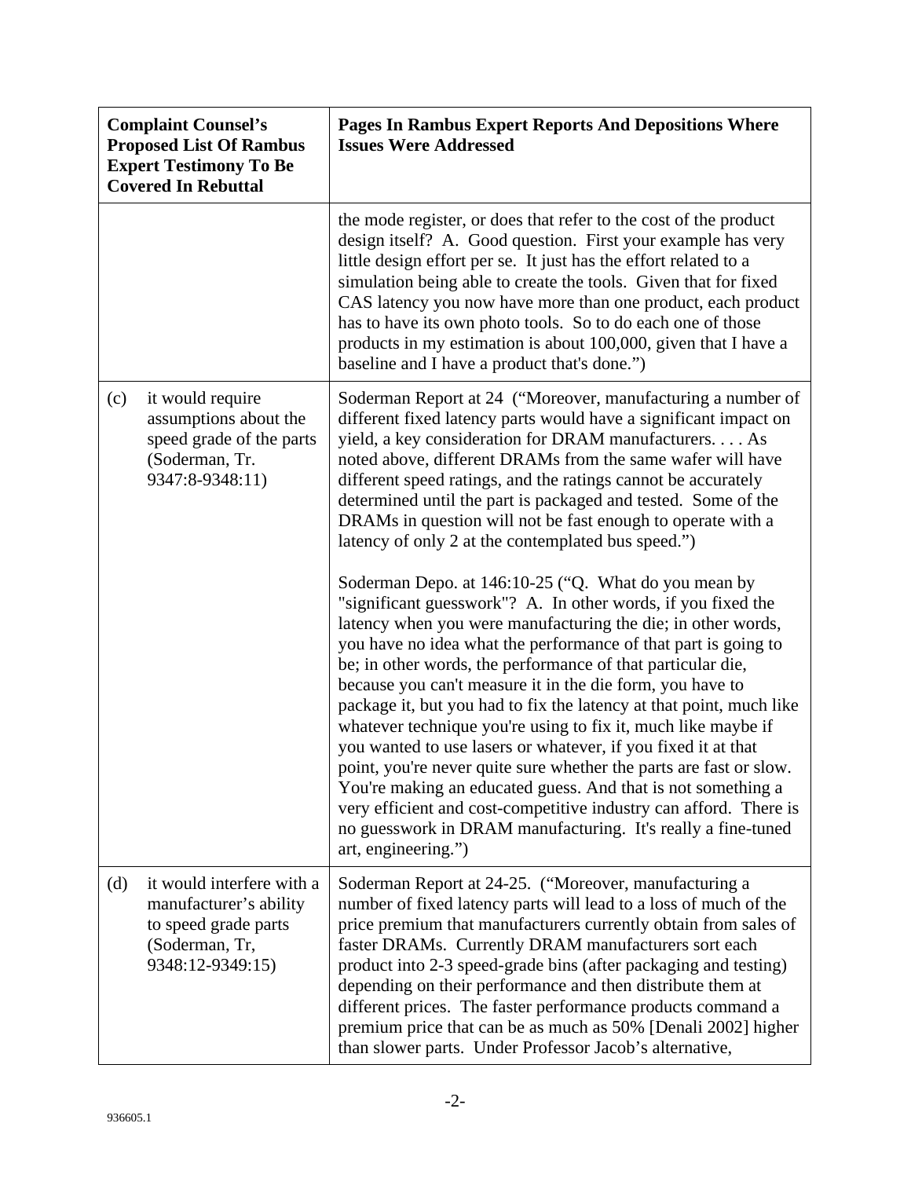| Complaint Counsel's Proposed List Of Rambus Expert Testimony To Be Covered In Rebuttal | Pages In Rambus Expert Reports And Depositions Where Issues Were Addressed |
|---|---|
| | the mode register, or does that refer to the cost of the product design itself? A. Good question. First your example has very little design effort per se. It just has the effort related to a simulation being able to create the tools. Given that for fixed CAS latency you now have more than one product, each product has to have its own photo tools. So to do each one of those products in my estimation is about 100,000, given that I have a baseline and I have a product that's done.") |
| (c) it would require assumptions about the speed grade of the parts (Soderman, Tr. 9347:8-9348:11) | Soderman Report at 24 ("Moreover, manufacturing a number of different fixed latency parts would have a significant impact on yield, a key consideration for DRAM manufacturers. . . . As noted above, different DRAMs from the same wafer will have different speed ratings, and the ratings cannot be accurately determined until the part is packaged and tested. Some of the DRAMs in question will not be fast enough to operate with a latency of only 2 at the contemplated bus speed.")<br><br>Soderman Depo. at 146:10-25 ("Q. What do you mean by "significant guesswork"? A. In other words, if you fixed the latency when you were manufacturing the die; in other words, you have no idea what the performance of that part is going to be; in other words, the performance of that particular die, because you can't measure it in the die form, you have to package it, but you had to fix the latency at that point, much like whatever technique you're using to fix it, much like maybe if you wanted to use lasers or whatever, if you fixed it at that point, you're never quite sure whether the parts are fast or slow. You're making an educated guess. And that is not something a very efficient and cost-competitive industry can afford. There is no guesswork in DRAM manufacturing. It's really a fine-tuned art, engineering.") |
| (d) it would interfere with a manufacturer's ability to speed grade parts (Soderman, Tr, 9348:12-9349:15) | Soderman Report at 24-25. ("Moreover, manufacturing a number of fixed latency parts will lead to a loss of much of the price premium that manufacturers currently obtain from sales of faster DRAMs. Currently DRAM manufacturers sort each product into 2-3 speed-grade bins (after packaging and testing) depending on their performance and then distribute them at different prices. The faster performance products command a premium price that can be as much as 50% [Denali 2002] higher than slower parts. Under Professor Jacob's alternative, |

936605.1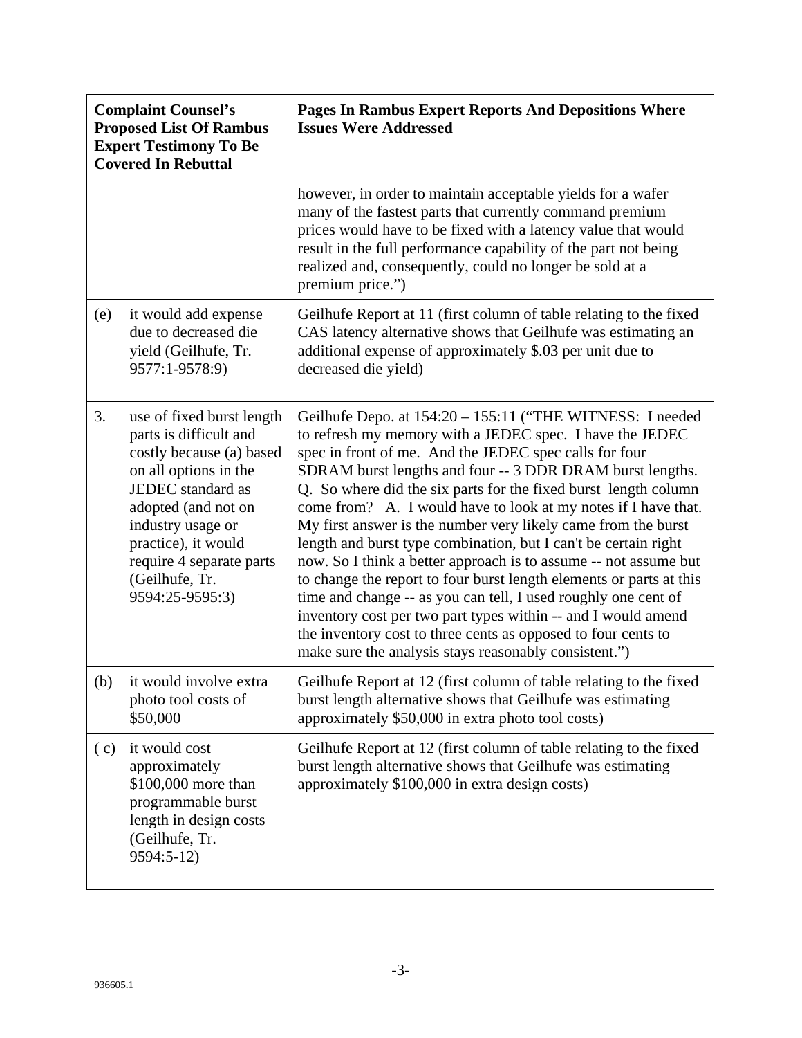| Complaint Counsel's Proposed List Of Rambus Expert Testimony To Be Covered In Rebuttal | Pages In Rambus Expert Reports And Depositions Where Issues Were Addressed |
|---|---|
| | however, in order to maintain acceptable yields for a wafer many of the fastest parts that currently command premium prices would have to be fixed with a latency value that would result in the full performance capability of the part not being realized and, consequently, could no longer be sold at a premium price.") |
| (e) it would add expense due to decreased die yield (Geilhufe, Tr. 9577:1-9578:9) | Geilhufe Report at 11 (first column of table relating to the fixed CAS latency alternative shows that Geilhufe was estimating an additional expense of approximately $.03 per unit due to decreased die yield) |
| 3. use of fixed burst length parts is difficult and costly because (a) based on all options in the JEDEC standard as adopted (and not on industry usage or practice), it would require 4 separate parts (Geilhufe, Tr. 9594:25-9595:3) | Geilhufe Depo. at 154:20 – 155:11 ("THE WITNESS: I needed to refresh my memory with a JEDEC spec. I have the JEDEC spec in front of me. And the JEDEC spec calls for four SDRAM burst lengths and four -- 3 DDR DRAM burst lengths. Q. So where did the six parts for the fixed burst length column come from? A. I would have to look at my notes if I have that. My first answer is the number very likely came from the burst length and burst type combination, but I can't be certain right now. So I think a better approach is to assume -- not assume but to change the report to four burst length elements or parts at this time and change -- as you can tell, I used roughly one cent of inventory cost per two part types within -- and I would amend the inventory cost to three cents as opposed to four cents to make sure the analysis stays reasonably consistent.") |
| (b) it would involve extra photo tool costs of $50,000 | Geilhufe Report at 12 (first column of table relating to the fixed burst length alternative shows that Geilhufe was estimating approximately $50,000 in extra photo tool costs) |
| ( c) it would cost approximately $100,000 more than programmable burst length in design costs (Geilhufe, Tr. 9594:5-12) | Geilhufe Report at 12 (first column of table relating to the fixed burst length alternative shows that Geilhufe was estimating approximately $100,000 in extra design costs) |

936605.1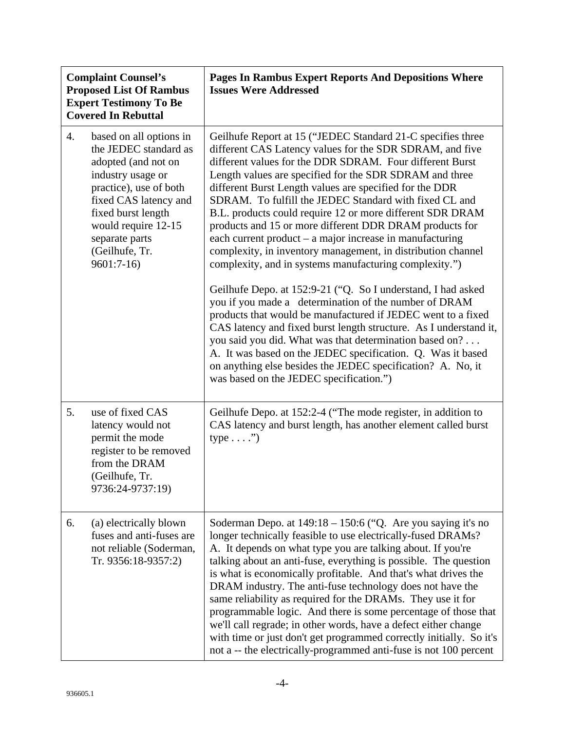| Complaint Counsel's Proposed List Of Rambus Expert Testimony To Be Covered In Rebuttal | Pages In Rambus Expert Reports And Depositions Where Issues Were Addressed |
|---|---|
| 4. based on all options in the JEDEC standard as adopted (and not on industry usage or practice), use of both fixed CAS latency and fixed burst length would require 12-15 separate parts (Geilhufe, Tr. 9601:7-16) | Geilhufe Report at 15 ("JEDEC Standard 21-C specifies three different CAS Latency values for the SDR SDRAM, and five different values for the DDR SDRAM. Four different Burst Length values are specified for the SDR SDRAM and three different Burst Length values are specified for the DDR SDRAM. To fulfill the JEDEC Standard with fixed CL and B.L. products could require 12 or more different SDR DRAM products and 15 or more different DDR DRAM products for each current product – a major increase in manufacturing complexity, in inventory management, in distribution channel complexity, and in systems manufacturing complexity.")<br><br>Geilhufe Depo. at 152:9-21 ("Q. So I understand, I had asked you if you made a determination of the number of DRAM products that would be manufactured if JEDEC went to a fixed CAS latency and fixed burst length structure. As I understand it, you said you did. What was that determination based on? . . . A. It was based on the JEDEC specification. Q. Was it based on anything else besides the JEDEC specification? A. No, it was based on the JEDEC specification.") |
| 5. use of fixed CAS latency would not permit the mode register to be removed from the DRAM (Geilhufe, Tr. 9736:24-9737:19) | Geilhufe Depo. at 152:2-4 ("The mode register, in addition to CAS latency and burst length, has another element called burst type . . . .") |
| 6. (a) electrically blown fuses and anti-fuses are not reliable (Soderman, Tr. 9356:18-9357:2) | Soderman Depo. at 149:18 – 150:6 ("Q. Are you saying it's no longer technically feasible to use electrically-fused DRAMs? A. It depends on what type you are talking about. If you're talking about an anti-fuse, everything is possible. The question is what is economically profitable. And that's what drives the DRAM industry. The anti-fuse technology does not have the same reliability as required for the DRAMs. They use it for programmable logic. And there is some percentage of those that we'll call regrade; in other words, have a defect either change with time or just don't get programmed correctly initially. So it's not a -- the electrically-programmed anti-fuse is not 100 percent |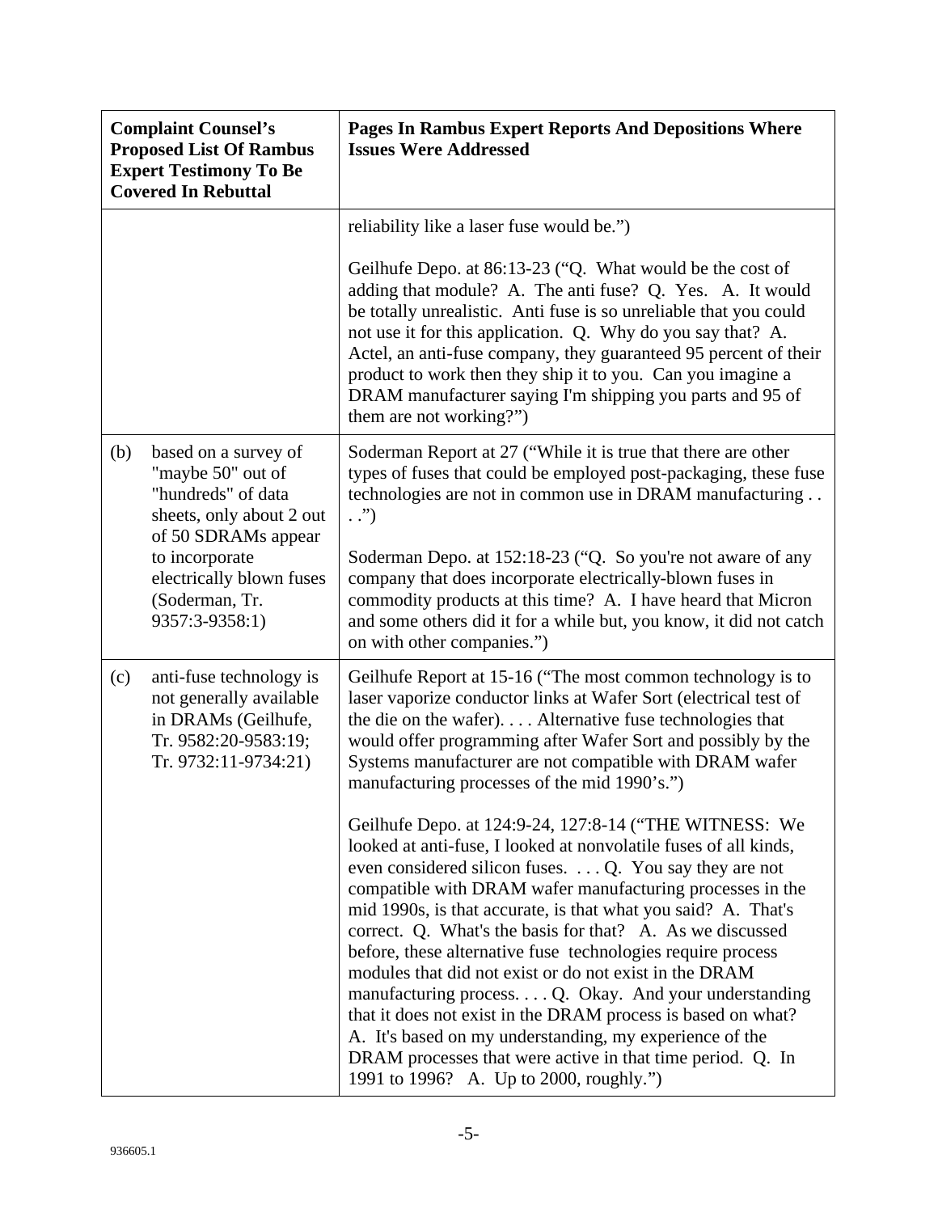| Complaint Counsel's Proposed List Of Rambus Expert Testimony To Be Covered In Rebuttal | Pages In Rambus Expert Reports And Depositions Where Issues Were Addressed |
|---|---|
| | reliability like a laser fuse would be.")<br><br>Geilhufe Depo. at 86:13-23 ("Q. What would be the cost of adding that module? A. The anti fuse? Q. Yes. A. It would be totally unrealistic. Anti fuse is so unreliable that you could not use it for this application. Q. Why do you say that? A. Actel, an anti-fuse company, they guaranteed 95 percent of their product to work then they ship it to you. Can you imagine a DRAM manufacturer saying I'm shipping you parts and 95 of them are not working?") |
| (b) based on a survey of "maybe 50" out of "hundreds" of data sheets, only about 2 out of 50 SDRAMs appear to incorporate electrically blown fuses (Soderman, Tr. 9357:3-9358:1) | Soderman Report at 27 ("While it is true that there are other types of fuses that could be employed post-packaging, these fuse technologies are not in common use in DRAM manufacturing . . . .")<br><br>Soderman Depo. at 152:18-23 ("Q. So you're not aware of any company that does incorporate electrically-blown fuses in commodity products at this time? A. I have heard that Micron and some others did it for a while but, you know, it did not catch on with other companies.") |
| (c) anti-fuse technology is not generally available in DRAMs (Geilhufe, Tr. 9582:20-9583:19; Tr. 9732:11-9734:21) | Geilhufe Report at 15-16 ("The most common technology is to laser vaporize conductor links at Wafer Sort (electrical test of the die on the wafer). . . . Alternative fuse technologies that would offer programming after Wafer Sort and possibly by the Systems manufacturer are not compatible with DRAM wafer manufacturing processes of the mid 1990's.")<br><br>Geilhufe Depo. at 124:9-24, 127:8-14 ("THE WITNESS: We looked at anti-fuse, I looked at nonvolatile fuses of all kinds, even considered silicon fuses. . . . Q. You say they are not compatible with DRAM wafer manufacturing processes in the mid 1990s, is that accurate, is that what you said? A. That's correct. Q. What's the basis for that? A. As we discussed before, these alternative fuse technologies require process modules that did not exist or do not exist in the DRAM manufacturing process. . . . Q. Okay. And your understanding that it does not exist in the DRAM process is based on what? A. It's based on my understanding, my experience of the DRAM processes that were active in that time period. Q. In 1991 to 1996? A. Up to 2000, roughly.") |

936605.1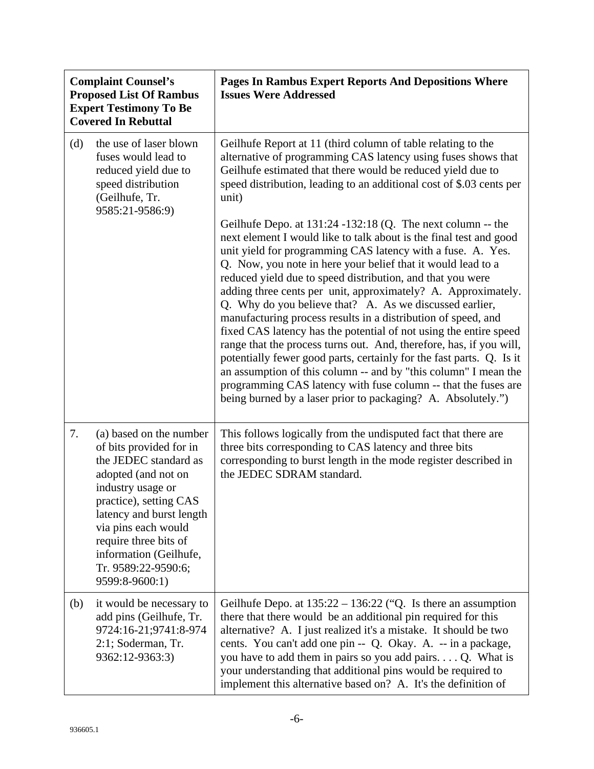| Complaint Counsel's Proposed List Of Rambus Expert Testimony To Be Covered In Rebuttal | Pages In Rambus Expert Reports And Depositions Where Issues Were Addressed |
|---|---|
| (d) the use of laser blown fuses would lead to reduced yield due to speed distribution (Geilhufe, Tr. 9585:21-9586:9) | Geilhufe Report at 11 (third column of table relating to the alternative of programming CAS latency using fuses shows that Geilhufe estimated that there would be reduced yield due to speed distribution, leading to an additional cost of $.03 cents per unit)<br><br>Geilhufe Depo. at 131:24 -132:18 (Q. The next column -- the next element I would like to talk about is the final test and good unit yield for programming CAS latency with a fuse. A. Yes. Q. Now, you note in here your belief that it would lead to a reduced yield due to speed distribution, and that you were adding three cents per unit, approximately? A. Approximately. Q. Why do you believe that? A. As we discussed earlier, manufacturing process results in a distribution of speed, and fixed CAS latency has the potential of not using the entire speed range that the process turns out. And, therefore, has, if you will, potentially fewer good parts, certainly for the fast parts. Q. Is it an assumption of this column -- and by "this column" I mean the programming CAS latency with fuse column -- that the fuses are being burned by a laser prior to packaging? A. Absolutely.") |
| 7. (a) based on the number of bits provided for in the JEDEC standard as adopted (and not on industry usage or practice), setting CAS latency and burst length via pins each would require three bits of information (Geilhufe, Tr. 9589:22-9590:6; 9599:8-9600:1) | This follows logically from the undisputed fact that there are three bits corresponding to CAS latency and three bits corresponding to burst length in the mode register described in the JEDEC SDRAM standard. |
| (b) it would be necessary to add pins (Geilhufe, Tr. 9724:16-21;9741:8-9742:1; Soderman, Tr. 9362:12-9363:3) | Geilhufe Depo. at 135:22 – 136:22 ("Q. Is there an assumption there that there would be an additional pin required for this alternative? A. I just realized it's a mistake. It should be two cents. You can't add one pin -- Q. Okay. A. -- in a package, you have to add them in pairs so you add pairs. . . . Q. What is your understanding that additional pins would be required to implement this alternative based on? A. It's the definition of |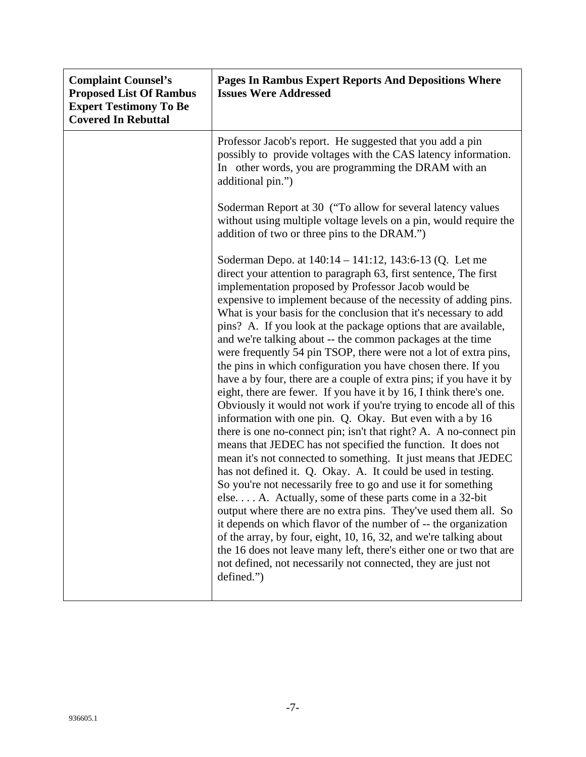| Complaint Counsel's Proposed List Of Rambus Expert Testimony To Be Covered In Rebuttal | Pages In Rambus Expert Reports And Depositions Where Issues Were Addressed |
|---|---|
| | Professor Jacob's report. He suggested that you add a pin possibly to provide voltages with the CAS latency information. In other words, you are programming the DRAM with an additional pin.")<br><br>Soderman Report at 30 ("To allow for several latency values without using multiple voltage levels on a pin, would require the addition of two or three pins to the DRAM.")<br><br>Soderman Depo. at 140:14 – 141:12, 143:6-13 (Q. Let me direct your attention to paragraph 63, first sentence, The first implementation proposed by Professor Jacob would be expensive to implement because of the necessity of adding pins. What is your basis for the conclusion that it's necessary to add pins? A. If you look at the package options that are available, and we're talking about -- the common packages at the time were frequently 54 pin TSOP, there were not a lot of extra pins, the pins in which configuration you have chosen there. If you have a by four, there are a couple of extra pins; if you have it by eight, there are fewer. If you have it by 16, I think there's one. Obviously it would not work if you're trying to encode all of this information with one pin. Q. Okay. But even with a by 16 there is one no-connect pin; isn't that right? A. A no-connect pin means that JEDEC has not specified the function. It does not mean it's not connected to something. It just means that JEDEC has not defined it. Q. Okay. A. It could be used in testing. So you're not necessarily free to go and use it for something else. . . . A. Actually, some of these parts come in a 32-bit output where there are no extra pins. They've used them all. So it depends on which flavor of the number of -- the organization of the array, by four, eight, 10, 16, 32, and we're talking about the 16 does not leave many left, there's either one or two that are not defined, not necessarily not connected, they are just not defined.") |

936605.1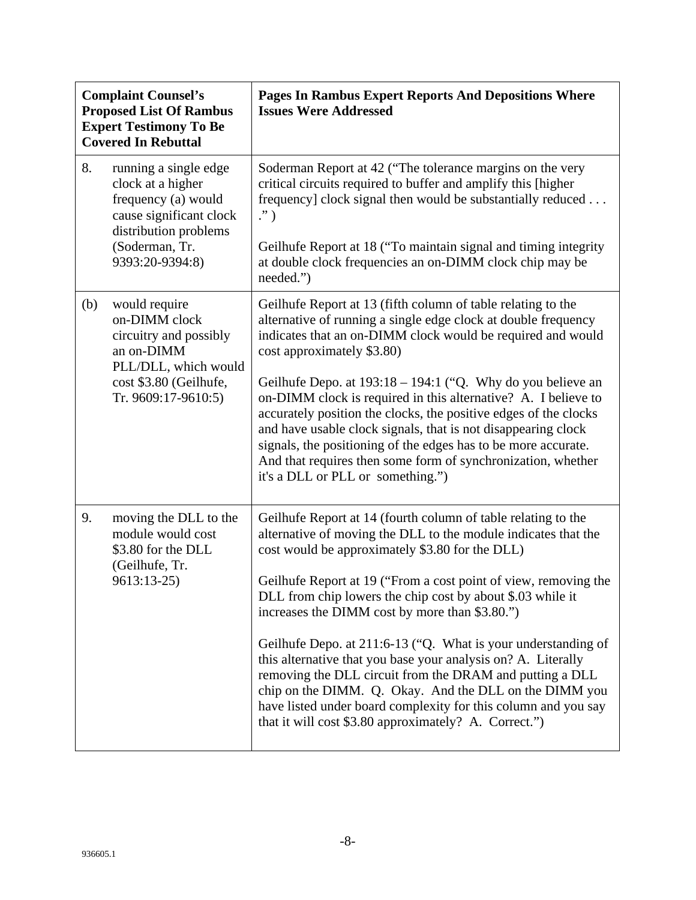| Complaint Counsel's Proposed List Of Rambus Expert Testimony To Be Covered In Rebuttal | Pages In Rambus Expert Reports And Depositions Where Issues Were Addressed |
|---|---|
| 8. running a single edge clock at a higher frequency (a) would cause significant clock distribution problems (Soderman, Tr. 9393:20-9394:8) | Soderman Report at 42 ("The tolerance margins on the very critical circuits required to buffer and amplify this [higher frequency] clock signal then would be substantially reduced . . . .")<br><br>Geilhufe Report at 18 ("To maintain signal and timing integrity at double clock frequencies an on-DIMM clock chip may be needed.") |
| (b) would require on-DIMM clock circuitry and possibly an on-DIMM PLL/DLL, which would cost $3.80 (Geilhufe, Tr. 9609:17-9610:5) | Geilhufe Report at 13 (fifth column of table relating to the alternative of running a single edge clock at double frequency indicates that an on-DIMM clock would be required and would cost approximately $3.80)<br><br>Geilhufe Depo. at 193:18 – 194:1 ("Q. Why do you believe an on-DIMM clock is required in this alternative? A. I believe to accurately position the clocks, the positive edges of the clocks and have usable clock signals, that is not disappearing clock signals, the positioning of the edges has to be more accurate. And that requires then some form of synchronization, whether it's a DLL or PLL or something.") |
| 9. moving the DLL to the module would cost $3.80 for the DLL (Geilhufe, Tr. 9613:13-25) | Geilhufe Report at 14 (fourth column of table relating to the alternative of moving the DLL to the module indicates that the cost would be approximately $3.80 for the DLL)<br><br>Geilhufe Report at 19 ("From a cost point of view, removing the DLL from chip lowers the chip cost by about $.03 while it increases the DIMM cost by more than $3.80.")<br><br>Geilhufe Depo. at 211:6-13 ("Q. What is your understanding of this alternative that you base your analysis on? A. Literally removing the DLL circuit from the DRAM and putting a DLL chip on the DIMM. Q. Okay. And the DLL on the DIMM you have listed under board complexity for this column and you say that it will cost $3.80 approximately? A. Correct.") |

936605.1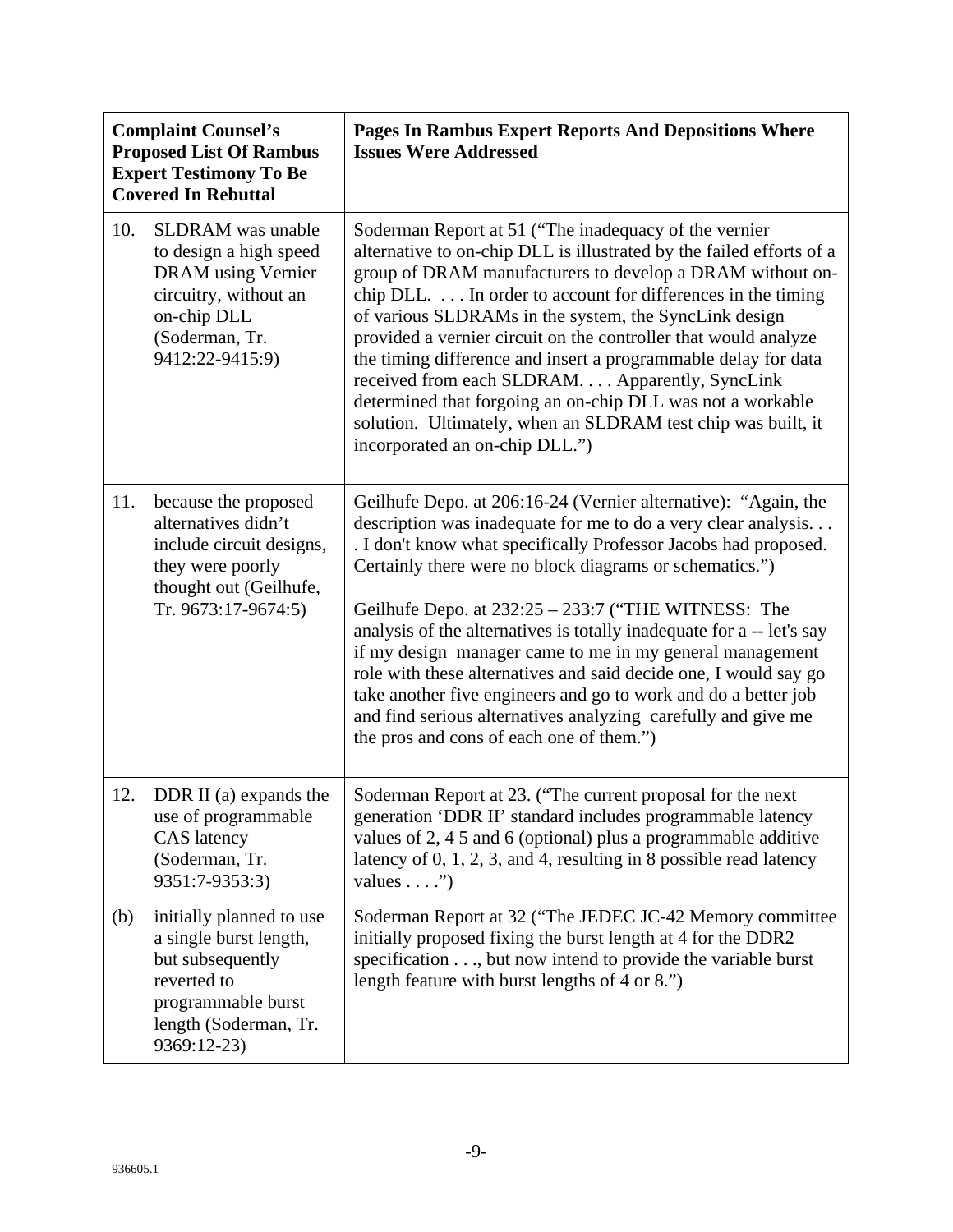| Complaint Counsel's Proposed List Of Rambus Expert Testimony To Be Covered In Rebuttal | Pages In Rambus Expert Reports And Depositions Where Issues Were Addressed |
|---|---|
| 10. SLDRAM was unable to design a high speed DRAM using Vernier circuitry, without an on-chip DLL (Soderman, Tr. 9412:22-9415:9) | Soderman Report at 51 ("The inadequacy of the vernier alternative to on-chip DLL is illustrated by the failed efforts of a group of DRAM manufacturers to develop a DRAM without on-chip DLL. . . . In order to account for differences in the timing of various SLDRAMs in the system, the SyncLink design provided a vernier circuit on the controller that would analyze the timing difference and insert a programmable delay for data received from each SLDRAM. . . . Apparently, SyncLink determined that forgoing an on-chip DLL was not a workable solution. Ultimately, when an SLDRAM test chip was built, it incorporated an on-chip DLL.") |
| 11. because the proposed alternatives didn't include circuit designs, they were poorly thought out (Geilhufe, Tr. 9673:17-9674:5) | Geilhufe Depo. at 206:16-24 (Vernier alternative): "Again, the description was inadequate for me to do a very clear analysis. . . . I don't know what specifically Professor Jacobs had proposed. Certainly there were no block diagrams or schematics.")<br><br>Geilhufe Depo. at 232:25 – 233:7 ("THE WITNESS: The analysis of the alternatives is totally inadequate for a -- let's say if my design manager came to me in my general management role with these alternatives and said decide one, I would say go take another five engineers and go to work and do a better job and find serious alternatives analyzing carefully and give me the pros and cons of each one of them.") |
| 12. DDR II (a) expands the use of programmable CAS latency (Soderman, Tr. 9351:7-9353:3) | Soderman Report at 23. ("The current proposal for the next generation 'DDR II' standard includes programmable latency values of 2, 4 5 and 6 (optional) plus a programmable additive latency of 0, 1, 2, 3, and 4, resulting in 8 possible read latency values . . . .") |
| (b) initially planned to use a single burst length, but subsequently reverted to programmable burst length (Soderman, Tr. 9369:12-23) | Soderman Report at 32 ("The JEDEC JC-42 Memory committee initially proposed fixing the burst length at 4 for the DDR2 specification . . ., but now intend to provide the variable burst length feature with burst lengths of 4 or 8.") |

936605.1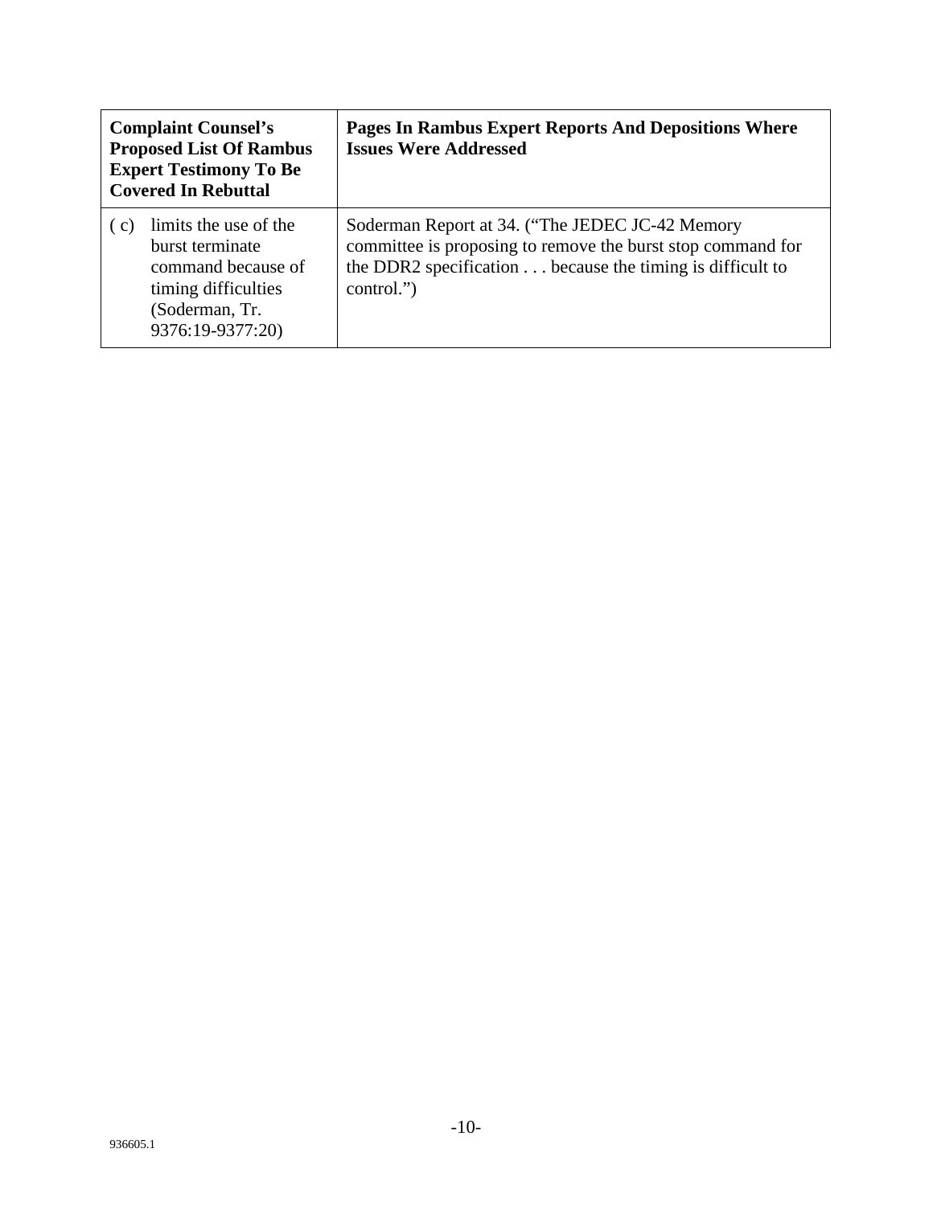| Complaint Counsel's Proposed List Of Rambus Expert Testimony To Be Covered In Rebuttal | Pages In Rambus Expert Reports And Depositions Where Issues Were Addressed |
|---|---|
| ( c) limits the use of the burst terminate command because of timing difficulties (Soderman, Tr. 9376:19-9377:20) | Soderman Report at 34. ("The JEDEC JC-42 Memory committee is proposing to remove the burst stop command for the DDR2 specification . . . because the timing is difficult to control.") |

936605.1